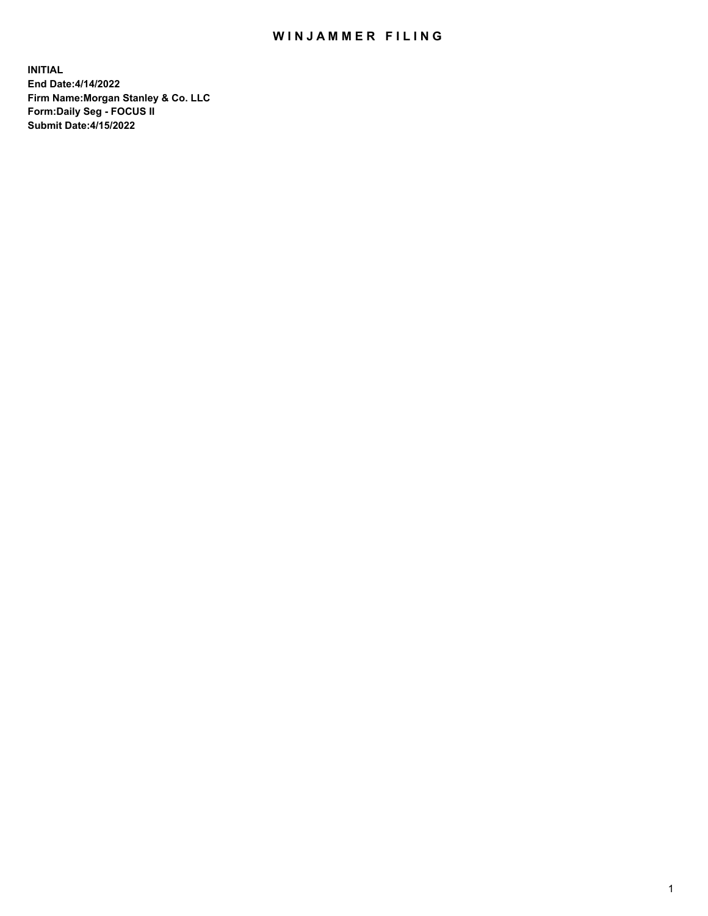# WINJAMMER FILING

**INITIAL**
**End Date:4/14/2022**
**Firm Name:Morgan Stanley & Co. LLC**
**Form:Daily Seg - FOCUS II**
**Submit Date:4/15/2022**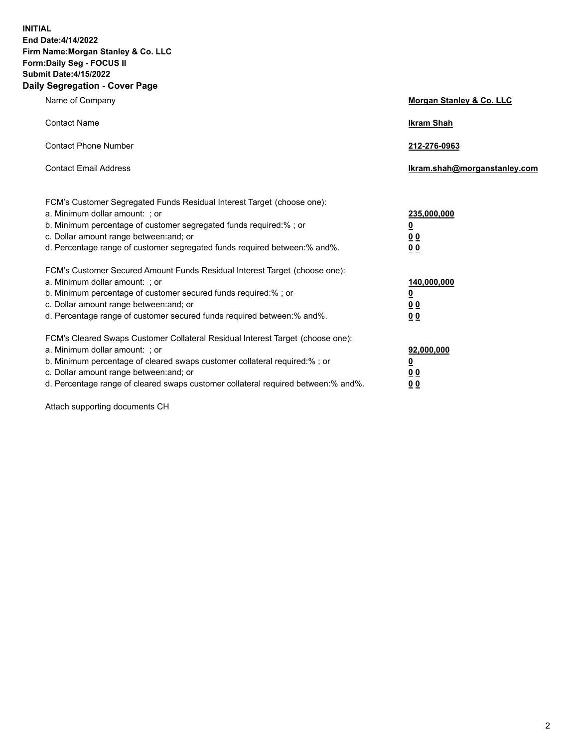**INITIAL**
**End Date:4/14/2022**
**Firm Name:Morgan Stanley & Co. LLC**
**Form:Daily Seg - FOCUS II**
**Submit Date:4/15/2022**

## Daily Segregation - Cover Page

| | |
|---|---|
| Name of Company | **Morgan Stanley & Co. LLC** |
| Contact Name | **Ikram Shah** |
| Contact Phone Number | **212-276-0963** |
| Contact Email Address | **Ikram.shah@morganstanley.com** |

| | |
|---|---|
| FCM's Customer Segregated Funds Residual Interest Target (choose one): | |
| a. Minimum dollar amount: ; or | **235,000,000** |
| b. Minimum percentage of customer segregated funds required:% ; or | **0** |
| c. Dollar amount range between:and; or | **0 0** |
| d. Percentage range of customer segregated funds required between:% and%. | **0 0** |

| | |
|---|---|
| FCM's Customer Secured Amount Funds Residual Interest Target (choose one): | |
| a. Minimum dollar amount: ; or | **140,000,000** |
| b. Minimum percentage of customer secured funds required:% ; or | **0** |
| c. Dollar amount range between:and; or | **0 0** |
| d. Percentage range of customer secured funds required between:% and%. | **0 0** |

| | |
|---|---|
| FCM's Cleared Swaps Customer Collateral Residual Interest Target (choose one): | |
| a. Minimum dollar amount: ; or | **92,000,000** |
| b. Minimum percentage of cleared swaps customer collateral required:% ; or | **0** |
| c. Dollar amount range between:and; or | **0 0** |
| d. Percentage range of cleared swaps customer collateral required between:% and%. | **0 0** |

Attach supporting documents CH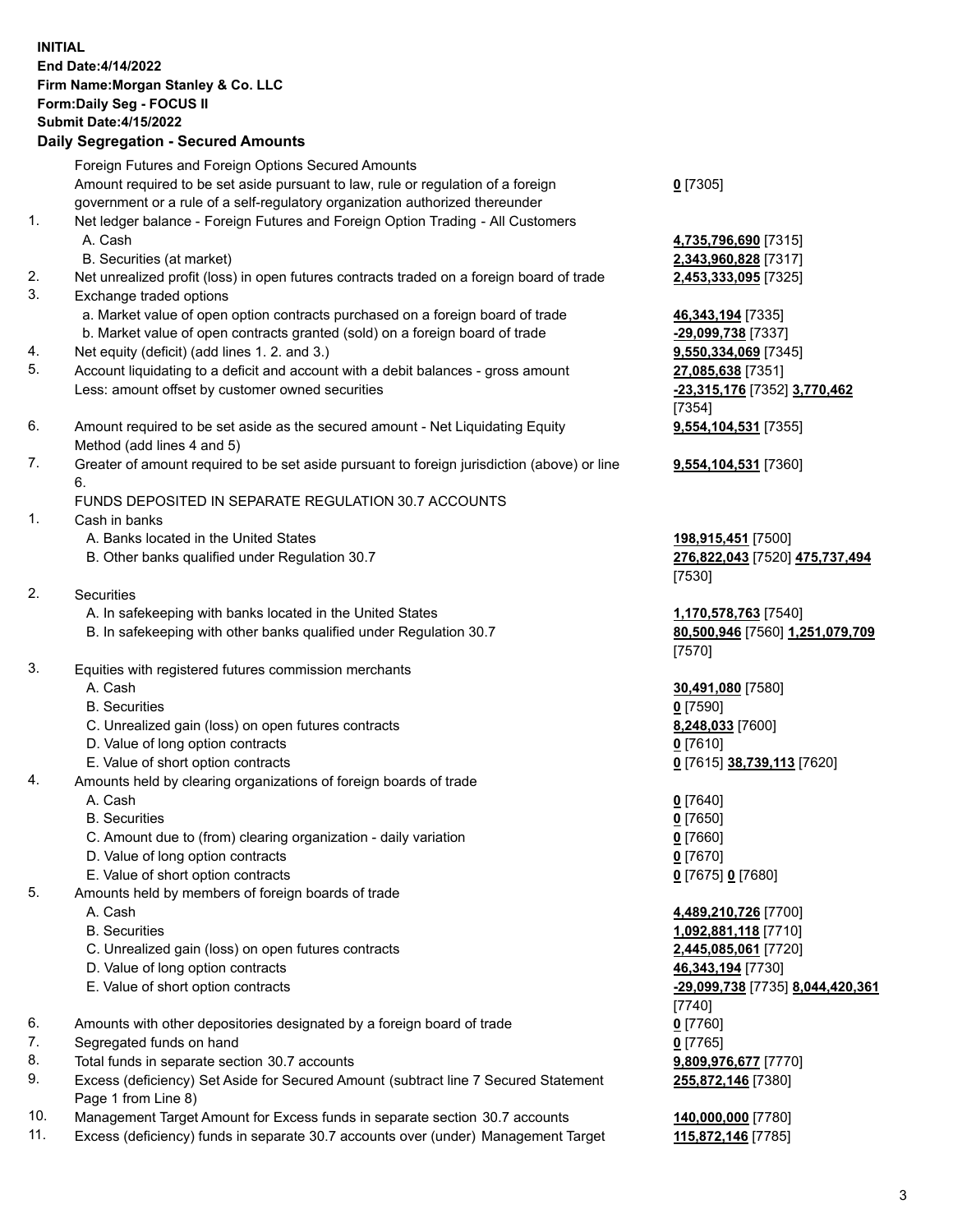**INITIAL**
**End Date:4/14/2022**
**Firm Name:Morgan Stanley & Co. LLC**
**Form:Daily Seg - FOCUS II**
**Submit Date:4/15/2022**

## Daily Segregation - Secured Amounts

| | | |
|---|---|---|
| | Foreign Futures and Foreign Options Secured Amounts | |
| | Amount required to be set aside pursuant to law, rule or regulation of a foreign government or a rule of a self-regulatory organization authorized thereunder | **0** [7305] |
| 1. | Net ledger balance - Foreign Futures and Foreign Option Trading - All Customers | |
| | A. Cash | **4,735,796,690** [7315] |
| | B. Securities (at market) | **2,343,960,828** [7317] |
| 2. | Net unrealized profit (loss) in open futures contracts traded on a foreign board of trade | **2,453,333,095** [7325] |
| 3. | Exchange traded options | |
| | a. Market value of open option contracts purchased on a foreign board of trade | **46,343,194** [7335] |
| | b. Market value of open contracts granted (sold) on a foreign board of trade | **-29,099,738** [7337] |
| 4. | Net equity (deficit) (add lines 1. 2. and 3.) | **9,550,334,069** [7345] |
| 5. | Account liquidating to a deficit and account with a debit balances - gross amount | **27,085,638** [7351] |
| | Less: amount offset by customer owned securities | **-23,315,176** [7352] **3,770,462** [7354] |
| 6. | Amount required to be set aside as the secured amount - Net Liquidating Equity Method (add lines 4 and 5) | **9,554,104,531** [7355] |
| 7. | Greater of amount required to be set aside pursuant to foreign jurisdiction (above) or line 6. | **9,554,104,531** [7360] |
| | FUNDS DEPOSITED IN SEPARATE REGULATION 30.7 ACCOUNTS | |
| 1. | Cash in banks | |
| | A. Banks located in the United States | **198,915,451** [7500] |
| | B. Other banks qualified under Regulation 30.7 | **276,822,043** [7520] **475,737,494** [7530] |
| 2. | Securities | |
| | A. In safekeeping with banks located in the United States | **1,170,578,763** [7540] |
| | B. In safekeeping with other banks qualified under Regulation 30.7 | **80,500,946** [7560] **1,251,079,709** [7570] |
| 3. | Equities with registered futures commission merchants | |
| | A. Cash | **30,491,080** [7580] |
| | B. Securities | **0** [7590] |
| | C. Unrealized gain (loss) on open futures contracts | **8,248,033** [7600] |
| | D. Value of long option contracts | **0** [7610] |
| | E. Value of short option contracts | **0** [7615] **38,739,113** [7620] |
| 4. | Amounts held by clearing organizations of foreign boards of trade | |
| | A. Cash | **0** [7640] |
| | B. Securities | **0** [7650] |
| | C. Amount due to (from) clearing organization - daily variation | **0** [7660] |
| | D. Value of long option contracts | **0** [7670] |
| | E. Value of short option contracts | **0** [7675] **0** [7680] |
| 5. | Amounts held by members of foreign boards of trade | |
| | A. Cash | **4,489,210,726** [7700] |
| | B. Securities | **1,092,881,118** [7710] |
| | C. Unrealized gain (loss) on open futures contracts | **2,445,085,061** [7720] |
| | D. Value of long option contracts | **46,343,194** [7730] |
| | E. Value of short option contracts | **-29,099,738** [7735] **8,044,420,361** [7740] |
| 6. | Amounts with other depositories designated by a foreign board of trade | **0** [7760] |
| 7. | Segregated funds on hand | **0** [7765] |
| 8. | Total funds in separate section 30.7 accounts | **9,809,976,677** [7770] |
| 9. | Excess (deficiency) Set Aside for Secured Amount (subtract line 7 Secured Statement Page 1 from Line 8) | **255,872,146** [7380] |
| 10. | Management Target Amount for Excess funds in separate section 30.7 accounts | **140,000,000** [7780] |
| 11. | Excess (deficiency) funds in separate 30.7 accounts over (under) Management Target | **115,872,146** [7785] |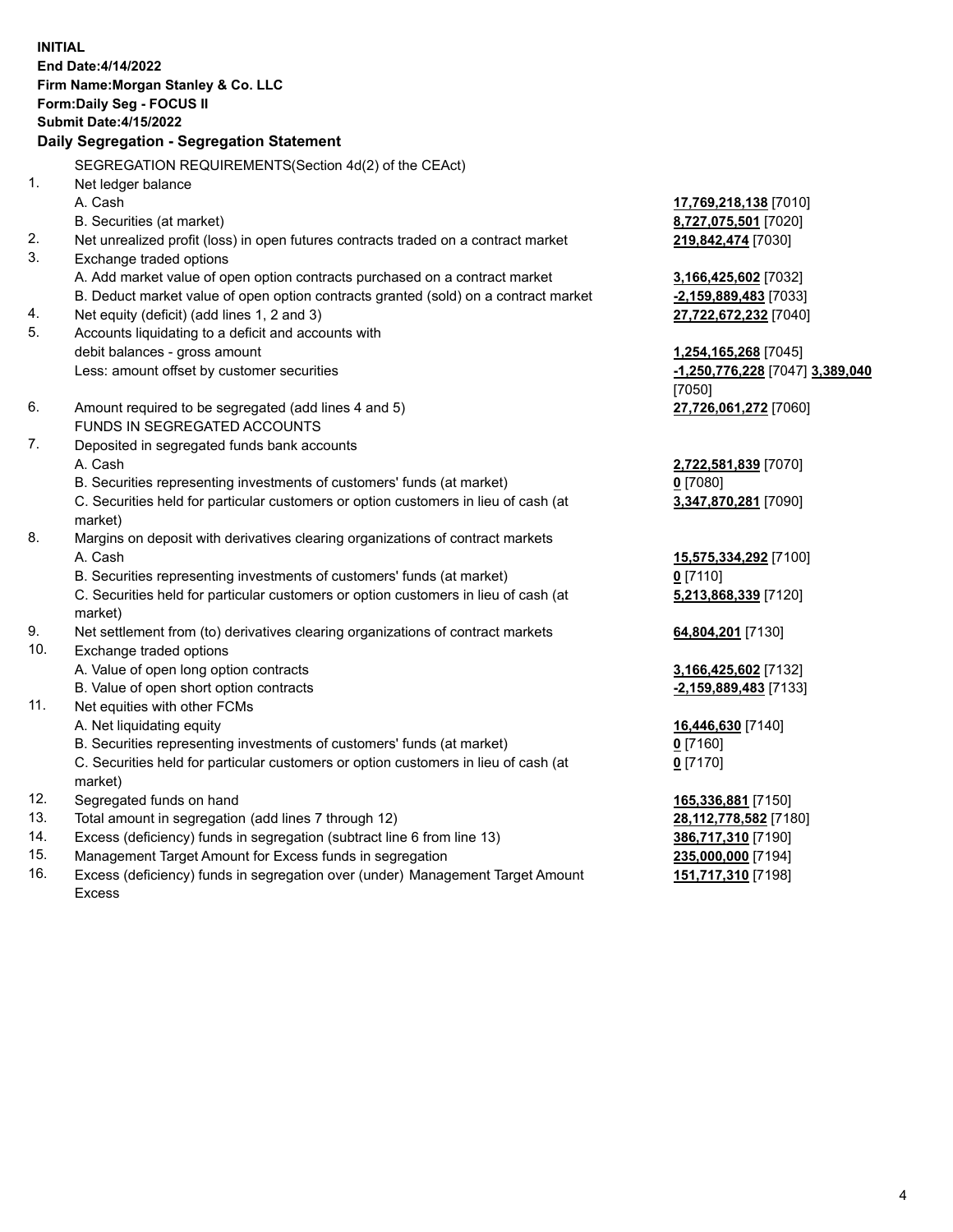**INITIAL**
**End Date:4/14/2022**
**Firm Name:Morgan Stanley & Co. LLC**
**Form:Daily Seg - FOCUS II**
**Submit Date:4/15/2022**

### Daily Segregation - Segregation Statement

SEGREGATION REQUIREMENTS(Section 4d(2) of the CEAct)

| | | |
|---|---|---|
| 1. | Net ledger balance | |
| | A. Cash | **17,769,218,138** [7010] |
| | B. Securities (at market) | **8,727,075,501** [7020] |
| 2. | Net unrealized profit (loss) in open futures contracts traded on a contract market | **219,842,474** [7030] |
| 3. | Exchange traded options | |
| | A. Add market value of open option contracts purchased on a contract market | **3,166,425,602** [7032] |
| | B. Deduct market value of open option contracts granted (sold) on a contract market | **-2,159,889,483** [7033] |
| 4. | Net equity (deficit) (add lines 1, 2 and 3) | **27,722,672,232** [7040] |
| 5. | Accounts liquidating to a deficit and accounts with debit balances - gross amount | **1,254,165,268** [7045] |
| | Less: amount offset by customer securities | **-1,250,776,228** [7047] **3,389,040** [7050] |
| 6. | Amount required to be segregated (add lines 4 and 5) | **27,726,061,272** [7060] |
| | FUNDS IN SEGREGATED ACCOUNTS | |
| 7. | Deposited in segregated funds bank accounts | |
| | A. Cash | **2,722,581,839** [7070] |
| | B. Securities representing investments of customers' funds (at market) | **0** [7080] |
| | C. Securities held for particular customers or option customers in lieu of cash (at market) | **3,347,870,281** [7090] |
| 8. | Margins on deposit with derivatives clearing organizations of contract markets | |
| | A. Cash | **15,575,334,292** [7100] |
| | B. Securities representing investments of customers' funds (at market) | **0** [7110] |
| | C. Securities held for particular customers or option customers in lieu of cash (at market) | **5,213,868,339** [7120] |
| 9. | Net settlement from (to) derivatives clearing organizations of contract markets | **64,804,201** [7130] |
| 10. | Exchange traded options | |
| | A. Value of open long option contracts | **3,166,425,602** [7132] |
| | B. Value of open short option contracts | **-2,159,889,483** [7133] |
| 11. | Net equities with other FCMs | |
| | A. Net liquidating equity | **16,446,630** [7140] |
| | B. Securities representing investments of customers' funds (at market) | **0** [7160] |
| | C. Securities held for particular customers or option customers in lieu of cash (at market) | **0** [7170] |
| 12. | Segregated funds on hand | **165,336,881** [7150] |
| 13. | Total amount in segregation (add lines 7 through 12) | **28,112,778,582** [7180] |
| 14. | Excess (deficiency) funds in segregation (subtract line 6 from line 13) | **386,717,310** [7190] |
| 15. | Management Target Amount for Excess funds in segregation | **235,000,000** [7194] |
| 16. | Excess (deficiency) funds in segregation over (under) Management Target Amount Excess | **151,717,310** [7198] |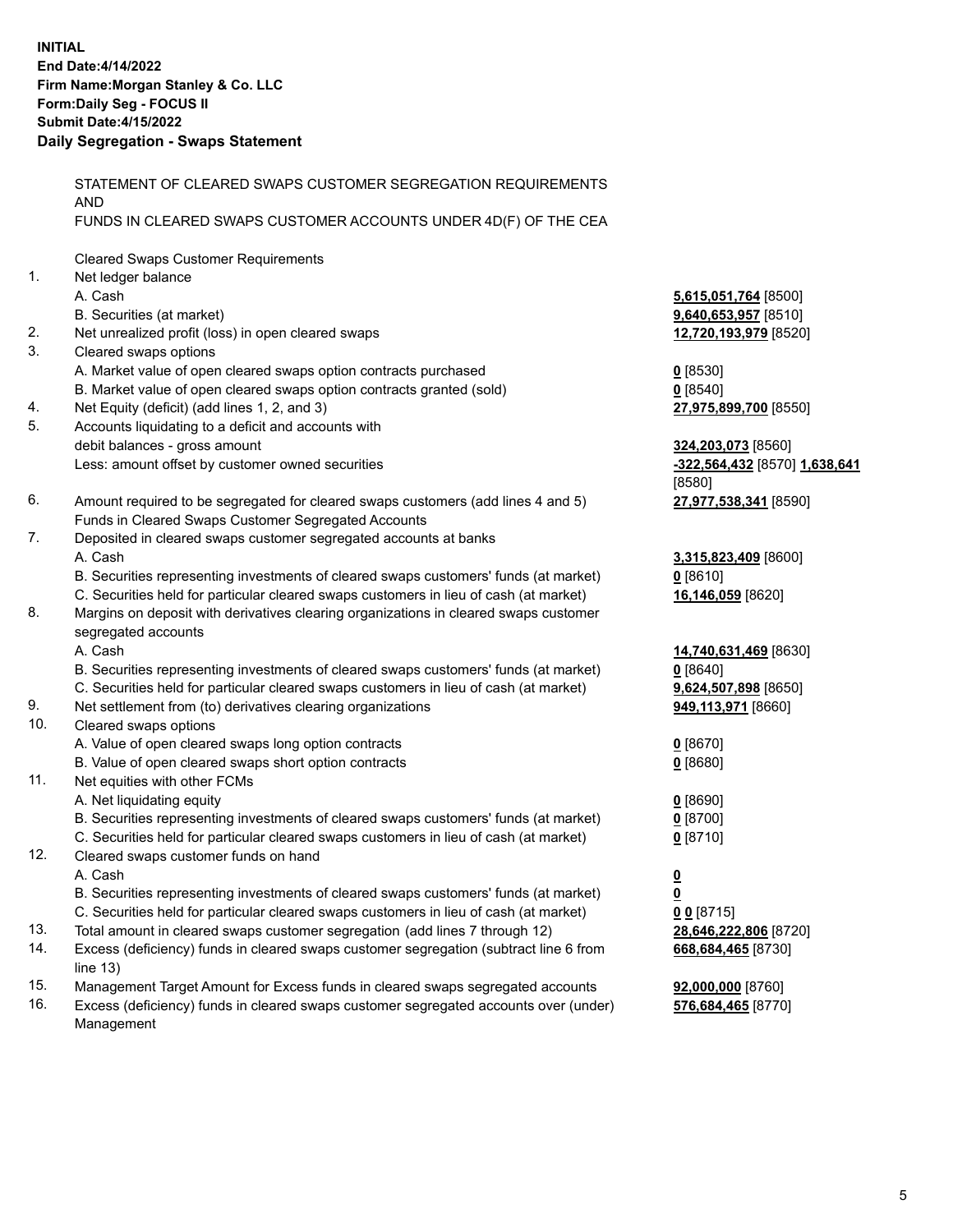**INITIAL**
**End Date:4/14/2022**
**Firm Name:Morgan Stanley & Co. LLC**
**Form:Daily Seg - FOCUS II**
**Submit Date:4/15/2022**
**Daily Segregation - Swaps Statement**

STATEMENT OF CLEARED SWAPS CUSTOMER SEGREGATION REQUIREMENTS AND FUNDS IN CLEARED SWAPS CUSTOMER ACCOUNTS UNDER 4D(F) OF THE CEA

| | | |
|---|---|---|
| | Cleared Swaps Customer Requirements | |
| 1. | Net ledger balance | |
| | A. Cash | **5,615,051,764** [8500] |
| | B. Securities (at market) | **9,640,653,957** [8510] |
| 2. | Net unrealized profit (loss) in open cleared swaps | **12,720,193,979** [8520] |
| 3. | Cleared swaps options | |
| | A. Market value of open cleared swaps option contracts purchased | **0** [8530] |
| | B. Market value of open cleared swaps option contracts granted (sold) | **0** [8540] |
| 4. | Net Equity (deficit) (add lines 1, 2, and 3) | **27,975,899,700** [8550] |
| 5. | Accounts liquidating to a deficit and accounts with debit balances - gross amount | **324,203,073** [8560] |
| | Less: amount offset by customer owned securities | **-322,564,432** [8570] **1,638,641** [8580] |
| 6. | Amount required to be segregated for cleared swaps customers (add lines 4 and 5) | **27,977,538,341** [8590] |
| | Funds in Cleared Swaps Customer Segregated Accounts | |
| 7. | Deposited in cleared swaps customer segregated accounts at banks | |
| | A. Cash | **3,315,823,409** [8600] |
| | B. Securities representing investments of cleared swaps customers' funds (at market) | **0** [8610] |
| | C. Securities held for particular cleared swaps customers in lieu of cash (at market) | **16,146,059** [8620] |
| 8. | Margins on deposit with derivatives clearing organizations in cleared swaps customer segregated accounts | |
| | A. Cash | **14,740,631,469** [8630] |
| | B. Securities representing investments of cleared swaps customers' funds (at market) | **0** [8640] |
| | C. Securities held for particular cleared swaps customers in lieu of cash (at market) | **9,624,507,898** [8650] |
| 9. | Net settlement from (to) derivatives clearing organizations | **949,113,971** [8660] |
| 10. | Cleared swaps options | |
| | A. Value of open cleared swaps long option contracts | **0** [8670] |
| | B. Value of open cleared swaps short option contracts | **0** [8680] |
| 11. | Net equities with other FCMs | |
| | A. Net liquidating equity | **0** [8690] |
| | B. Securities representing investments of cleared swaps customers' funds (at market) | **0** [8700] |
| | C. Securities held for particular cleared swaps customers in lieu of cash (at market) | **0** [8710] |
| 12. | Cleared swaps customer funds on hand | |
| | A. Cash | **0** |
| | B. Securities representing investments of cleared swaps customers' funds (at market) | **0** |
| | C. Securities held for particular cleared swaps customers in lieu of cash (at market) | **0** **0** [8715] |
| 13. | Total amount in cleared swaps customer segregation (add lines 7 through 12) | **28,646,222,806** [8720] |
| 14. | Excess (deficiency) funds in cleared swaps customer segregation (subtract line 6 from line 13) | **668,684,465** [8730] |
| 15. | Management Target Amount for Excess funds in cleared swaps segregated accounts | **92,000,000** [8760] |
| 16. | Excess (deficiency) funds in cleared swaps customer segregated accounts over (under) Management | **576,684,465** [8770] |